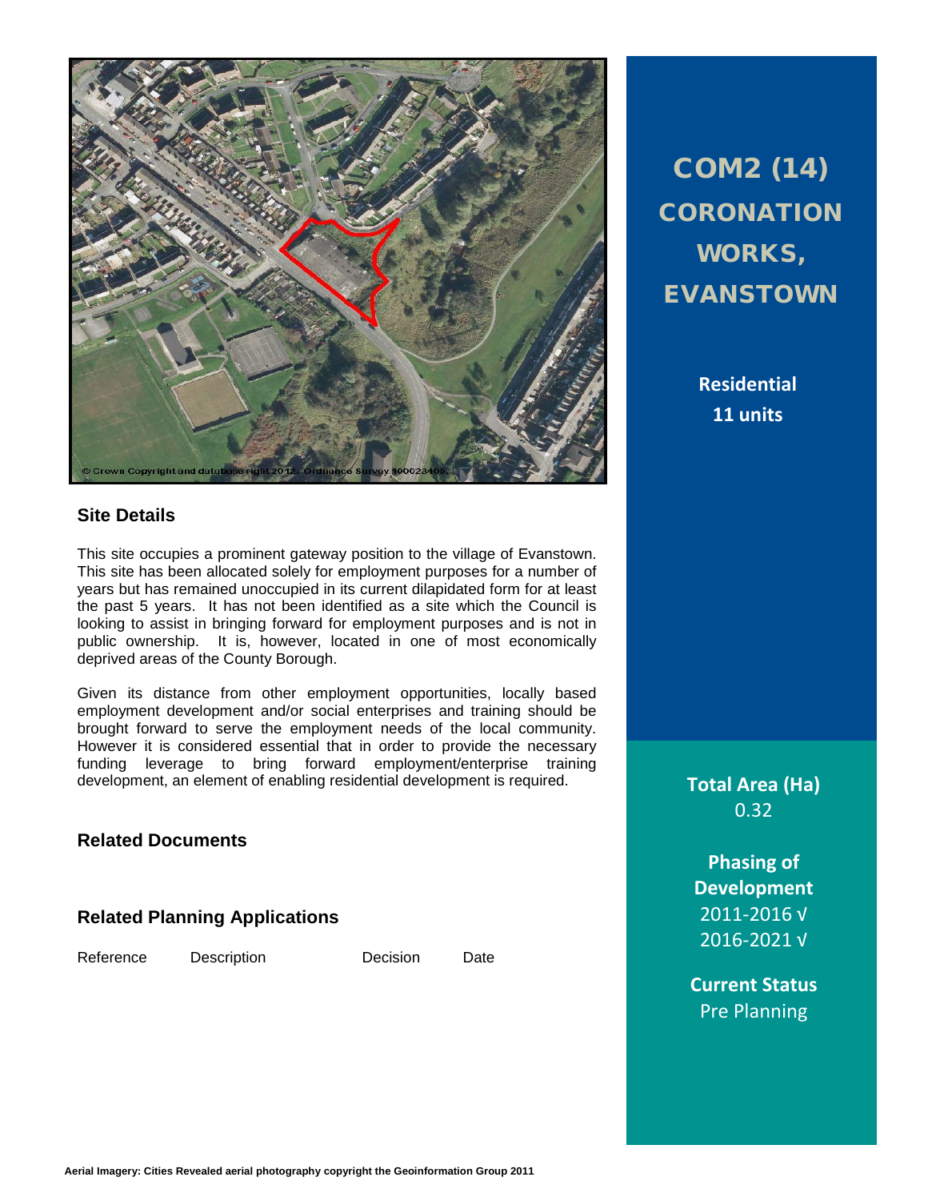# COM2 (14) CORONATION WORKS, EVANSTOWN

**Residential**
**11 units**

**Total Area (Ha)**
0.32

**Phasing of Development**
2011-2016 √
2016-2021 √

**Current Status**
Pre Planning

## Site Details

This site occupies a prominent gateway position to the village of Evanstown. This site has been allocated solely for employment purposes for a number of years but has remained unoccupied in its current dilapidated form for at least the past 5 years. It has not been identified as a site which the Council is looking to assist in bringing forward for employment purposes and is not in public ownership. It is, however, located in one of most economically deprived areas of the County Borough.

Given its distance from other employment opportunities, locally based employment development and/or social enterprises and training should be brought forward to serve the employment needs of the local community. However it is considered essential that in order to provide the necessary funding leverage to bring forward employment/enterprise training development, an element of enabling residential development is required.

## Related Documents

## Related Planning Applications

| Reference | Description | Decision | Date |
|---|---|---|---|

Aerial Imagery: Cities Revealed aerial photography copyright the Geoinformation Group 2011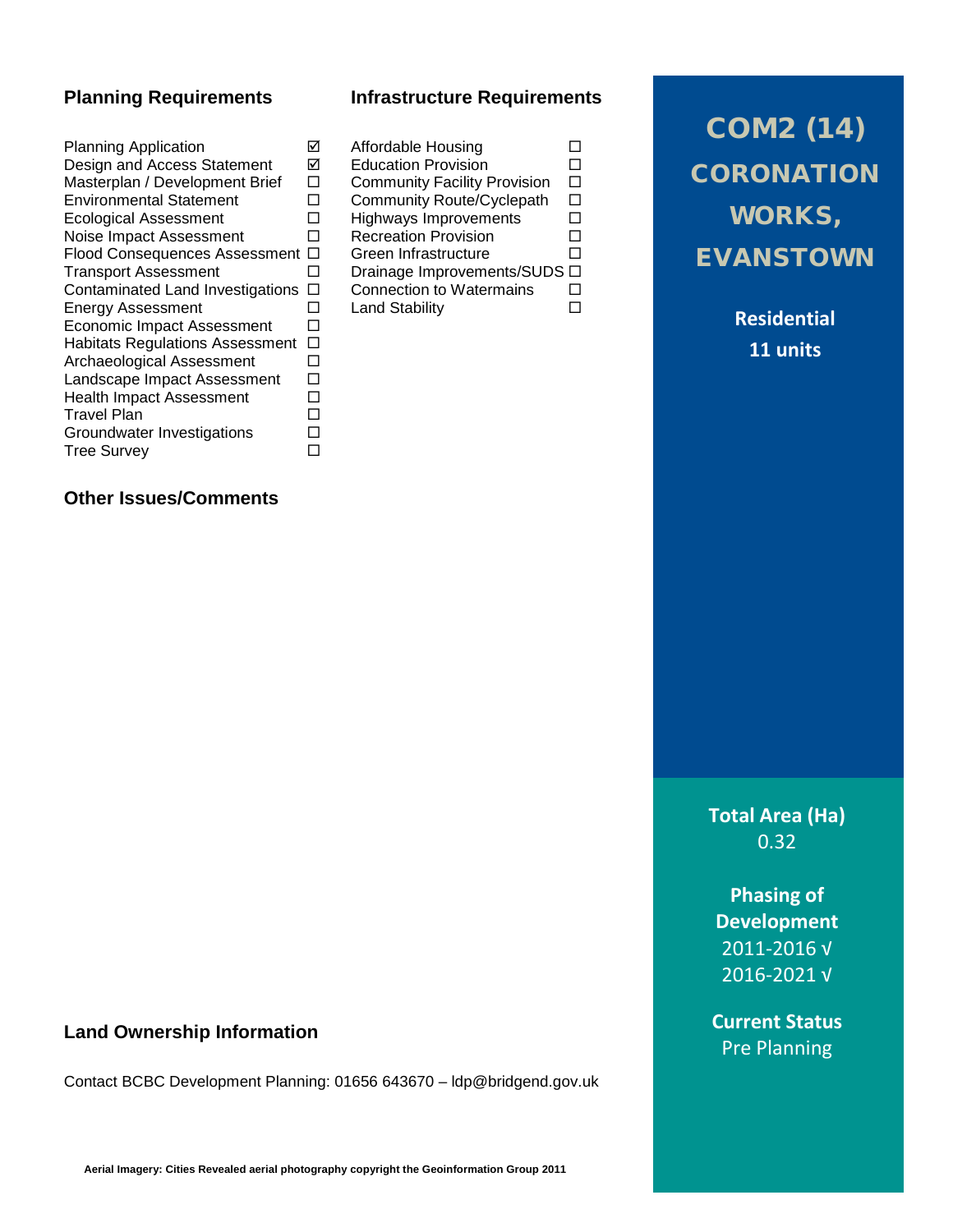## Planning Requirements

| | |
|---|---|
| Planning Application | ☑ |
| Design and Access Statement | ☑ |
| Masterplan / Development Brief | ☐ |
| Environmental Statement | ☐ |
| Ecological Assessment | ☐ |
| Noise Impact Assessment | ☐ |
| Flood Consequences Assessment | ☐ |
| Transport Assessment | ☐ |
| Contaminated Land Investigations | ☐ |
| Energy Assessment | ☐ |
| Economic Impact Assessment | ☐ |
| Habitats Regulations Assessment | ☐ |
| Archaeological Assessment | ☐ |
| Landscape Impact Assessment | ☐ |
| Health Impact Assessment | ☐ |
| Travel Plan | ☐ |
| Groundwater Investigations | ☐ |
| Tree Survey | ☐ |

## Infrastructure Requirements

| | |
|---|---|
| Affordable Housing | ☐ |
| Education Provision | ☐ |
| Community Facility Provision | ☐ |
| Community Route/Cyclepath | ☐ |
| Highways Improvements | ☐ |
| Recreation Provision | ☐ |
| Green Infrastructure | ☐ |
| Drainage Improvements/SUDS | ☐ |
| Connection to Watermains | ☐ |
| Land Stability | ☐ |

## Other Issues/Comments

## Land Ownership Information

Contact BCBC Development Planning: 01656 643670 – ldp@bridgend.gov.uk

**Aerial Imagery: Cities Revealed aerial photography copyright the Geoinformation Group 2011**

# COM2 (14) CORONATION WORKS, EVANSTOWN

**Residential**
**11 units**

**Total Area (Ha)**
0.32

**Phasing of Development**
2011-2016 √
2016-2021 √

**Current Status**
Pre Planning